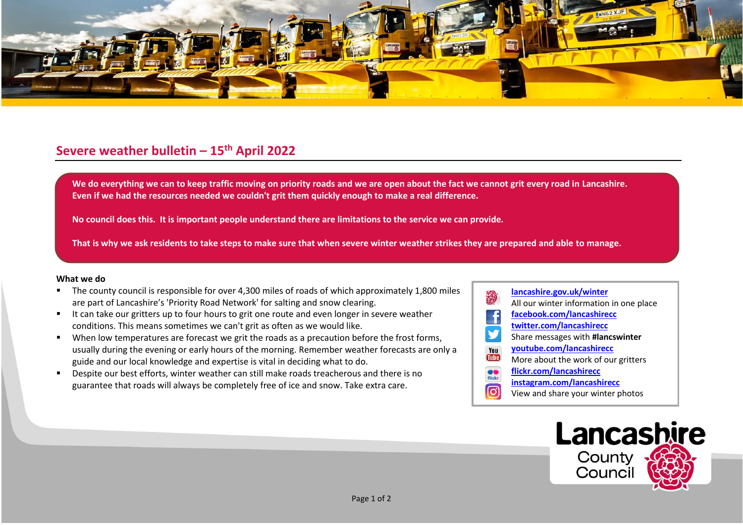## Severe weather bulletin – 15th April 2022

**We do everything we can to keep traffic moving on priority roads and we are open about the fact we cannot grit every road in Lancashire. Even if we had the resources needed we couldn't grit them quickly enough to make a real difference.**

**No council does this. It is important people understand there are limitations to the service we can provide.**

**That is why we ask residents to take steps to make sure that when severe winter weather strikes they are prepared and able to manage.**

**What we do**

- The county council is responsible for over 4,300 miles of roads of which approximately 1,800 miles are part of Lancashire's 'Priority Road Network' for salting and snow clearing.
- It can take our gritters up to four hours to grit one route and even longer in severe weather conditions. This means sometimes we can't grit as often as we would like.
- When low temperatures are forecast we grit the roads as a precaution before the frost forms, usually during the evening or early hours of the morning. Remember weather forecasts are only a guide and our local knowledge and expertise is vital in deciding what to do.
- Despite our best efforts, winter weather can still make roads treacherous and there is no guarantee that roads will always be completely free of ice and snow. Take extra care.

**lancashire.gov.uk/winter**
All our winter information in one place
**facebook.com/lancashirecc**
**twitter.com/lancashirecc**
Share messages with **#lancswinter**
**youtube.com/lancashirecc**
More about the work of our gritters
**flickr.com/lancashirecc**
**instagram.com/lancashirecc**
View and share your winter photos

Lancashire County Council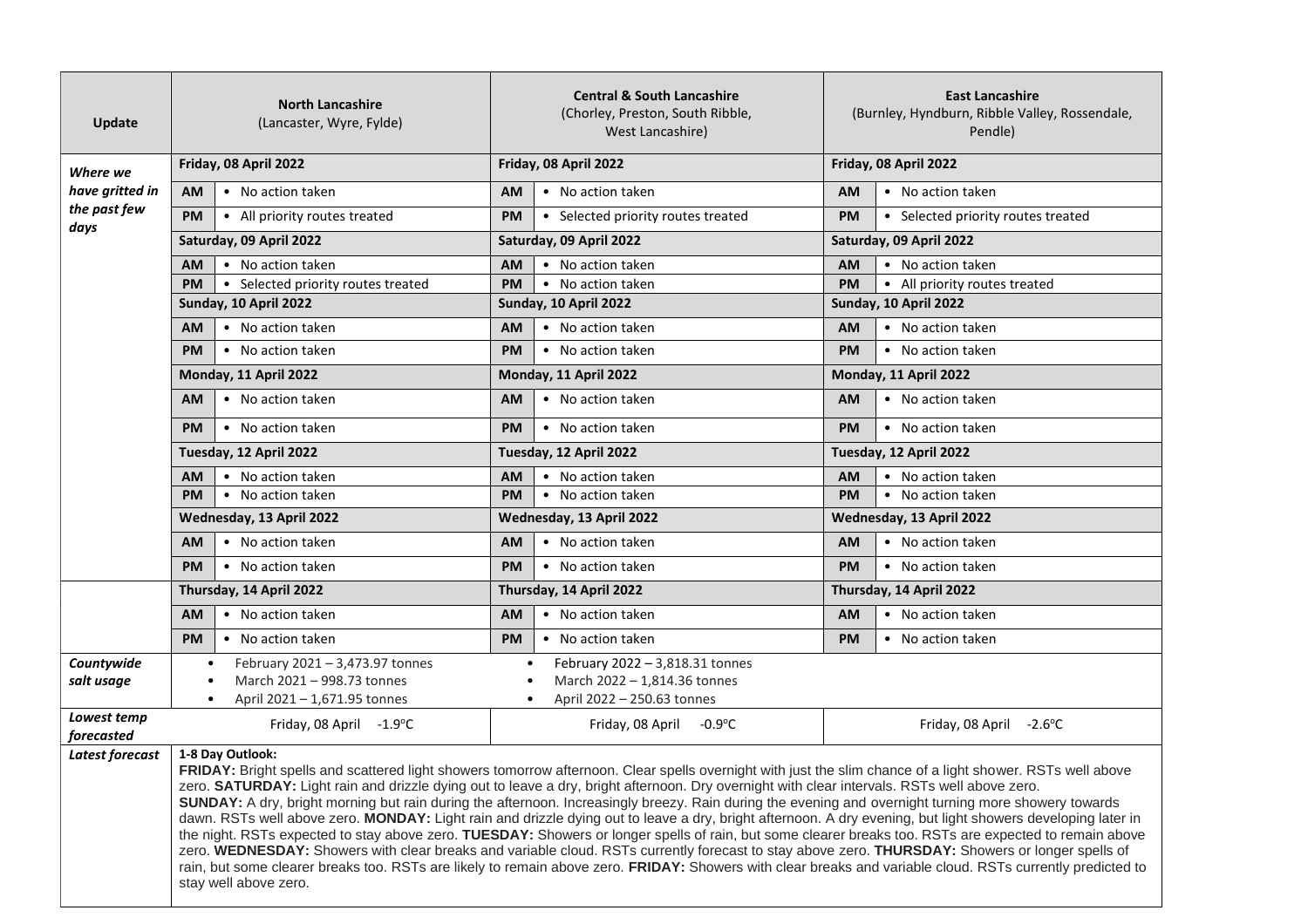| Update | North Lancashire (Lancaster, Wyre, Fylde) | | Central & South Lancashire (Chorley, Preston, South Ribble, West Lancashire) | | East Lancashire (Burnley, Hyndburn, Ribble Valley, Rossendale, Pendle) | |
|---|---|---|---|---|---|---|
| ***Where we have gritted in the past few days*** | **Friday, 08 April 2022** | | **Friday, 08 April 2022** | | **Friday, 08 April 2022** | |
| | **AM** | • No action taken | **AM** | • No action taken | **AM** | • No action taken |
| | **PM** | • All priority routes treated | **PM** | • Selected priority routes treated | **PM** | • Selected priority routes treated |
| | **Saturday, 09 April 2022** | | **Saturday, 09 April 2022** | | **Saturday, 09 April 2022** | |
| | **AM** | • No action taken | **AM** | • No action taken | **AM** | • No action taken |
| | **PM** | • Selected priority routes treated | **PM** | • No action taken | **PM** | • All priority routes treated |
| | **Sunday, 10 April 2022** | | **Sunday, 10 April 2022** | | **Sunday, 10 April 2022** | |
| | **AM** | • No action taken | **AM** | • No action taken | **AM** | • No action taken |
| | **PM** | • No action taken | **PM** | • No action taken | **PM** | • No action taken |
| | **Monday, 11 April 2022** | | **Monday, 11 April 2022** | | **Monday, 11 April 2022** | |
| | **AM** | • No action taken | **AM** | • No action taken | **AM** | • No action taken |
| | **PM** | • No action taken | **PM** | • No action taken | **PM** | • No action taken |
| | **Tuesday, 12 April 2022** | | **Tuesday, 12 April 2022** | | **Tuesday, 12 April 2022** | |
| | **AM** | • No action taken | **AM** | • No action taken | **AM** | • No action taken |
| | **PM** | • No action taken | **PM** | • No action taken | **PM** | • No action taken |
| | **Wednesday, 13 April 2022** | | **Wednesday, 13 April 2022** | | **Wednesday, 13 April 2022** | |
| | **AM** | • No action taken | **AM** | • No action taken | **AM** | • No action taken |
| | **PM** | • No action taken | **PM** | • No action taken | **PM** | • No action taken |
| | **Thursday, 14 April 2022** | | **Thursday, 14 April 2022** | | **Thursday, 14 April 2022** | |
| | **AM** | • No action taken | **AM** | • No action taken | **AM** | • No action taken |
| | **PM** | • No action taken | **PM** | • No action taken | **PM** | • No action taken |
| ***Countywide salt usage*** | • February 2021 – 3,473.97 tonnes<br>• March 2021 – 998.73 tonnes<br>• April 2021 – 1,671.95 tonnes | | • February 2022 – 3,818.31 tonnes<br>• March 2022 – 1,814.36 tonnes<br>• April 2022 – 250.63 tonnes | | | |
| ***Lowest temp forecasted*** | Friday, 08 April -1.9°C | | Friday, 08 April -0.9°C | | Friday, 08 April -2.6°C | |
| ***Latest forecast*** | **1-8 Day Outlook:**<br>**FRIDAY:** Bright spells and scattered light showers tomorrow afternoon. Clear spells overnight with just the slim chance of a light shower. RSTs well above zero. **SATURDAY:** Light rain and drizzle dying out to leave a dry, bright afternoon. Dry overnight with clear intervals. RSTs well above zero. **SUNDAY:** A dry, bright morning but rain during the afternoon. Increasingly breezy. Rain during the evening and overnight turning more showery towards dawn. RSTs well above zero. **MONDAY:** Light rain and drizzle dying out to leave a dry, bright afternoon. A dry evening, but light showers developing later in the night. RSTs expected to stay above zero. **TUESDAY:** Showers or longer spells of rain, but some clearer breaks too. RSTs are expected to remain above zero. **WEDNESDAY:** Showers with clear breaks and variable cloud. RSTs currently forecast to stay above zero. **THURSDAY:** Showers or longer spells of rain, but some clearer breaks too. RSTs are likely to remain above zero. **FRIDAY:** Showers with clear breaks and variable cloud. RSTs currently predicted to stay well above zero. | | | | | |